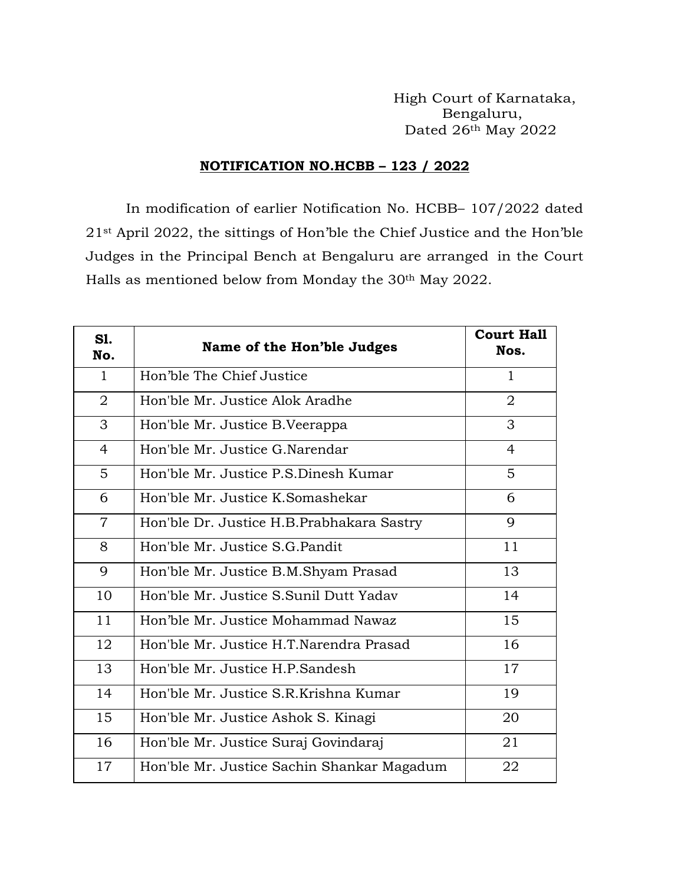High Court of Karnataka,
Bengaluru,
Dated 26th May 2022

## NOTIFICATION NO.HCBB – 123 / 2022

In modification of earlier Notification No. HCBB– 107/2022 dated 21st April 2022, the sittings of Hon'ble the Chief Justice and the Hon'ble Judges in the Principal Bench at Bengaluru are arranged in the Court Halls as mentioned below from Monday the 30th May 2022.

| Sl. No. | Name of the Hon'ble Judges | Court Hall Nos. |
|---|---|---|
| 1 | Hon'ble The Chief Justice | 1 |
| 2 | Hon'ble Mr. Justice Alok Aradhe | 2 |
| 3 | Hon'ble Mr. Justice B.Veerappa | 3 |
| 4 | Hon'ble Mr. Justice G.Narendar | 4 |
| 5 | Hon'ble Mr. Justice P.S.Dinesh Kumar | 5 |
| 6 | Hon'ble Mr. Justice K.Somashekar | 6 |
| 7 | Hon'ble Dr. Justice H.B.Prabhakara Sastry | 9 |
| 8 | Hon'ble Mr. Justice S.G.Pandit | 11 |
| 9 | Hon'ble Mr. Justice B.M.Shyam Prasad | 13 |
| 10 | Hon'ble Mr. Justice S.Sunil Dutt Yadav | 14 |
| 11 | Hon'ble Mr. Justice Mohammad Nawaz | 15 |
| 12 | Hon'ble Mr. Justice H.T.Narendra Prasad | 16 |
| 13 | Hon'ble Mr. Justice H.P.Sandesh | 17 |
| 14 | Hon'ble Mr. Justice S.R.Krishna Kumar | 19 |
| 15 | Hon'ble Mr. Justice Ashok S. Kinagi | 20 |
| 16 | Hon'ble Mr. Justice Suraj Govindaraj | 21 |
| 17 | Hon'ble Mr. Justice Sachin Shankar Magadum | 22 |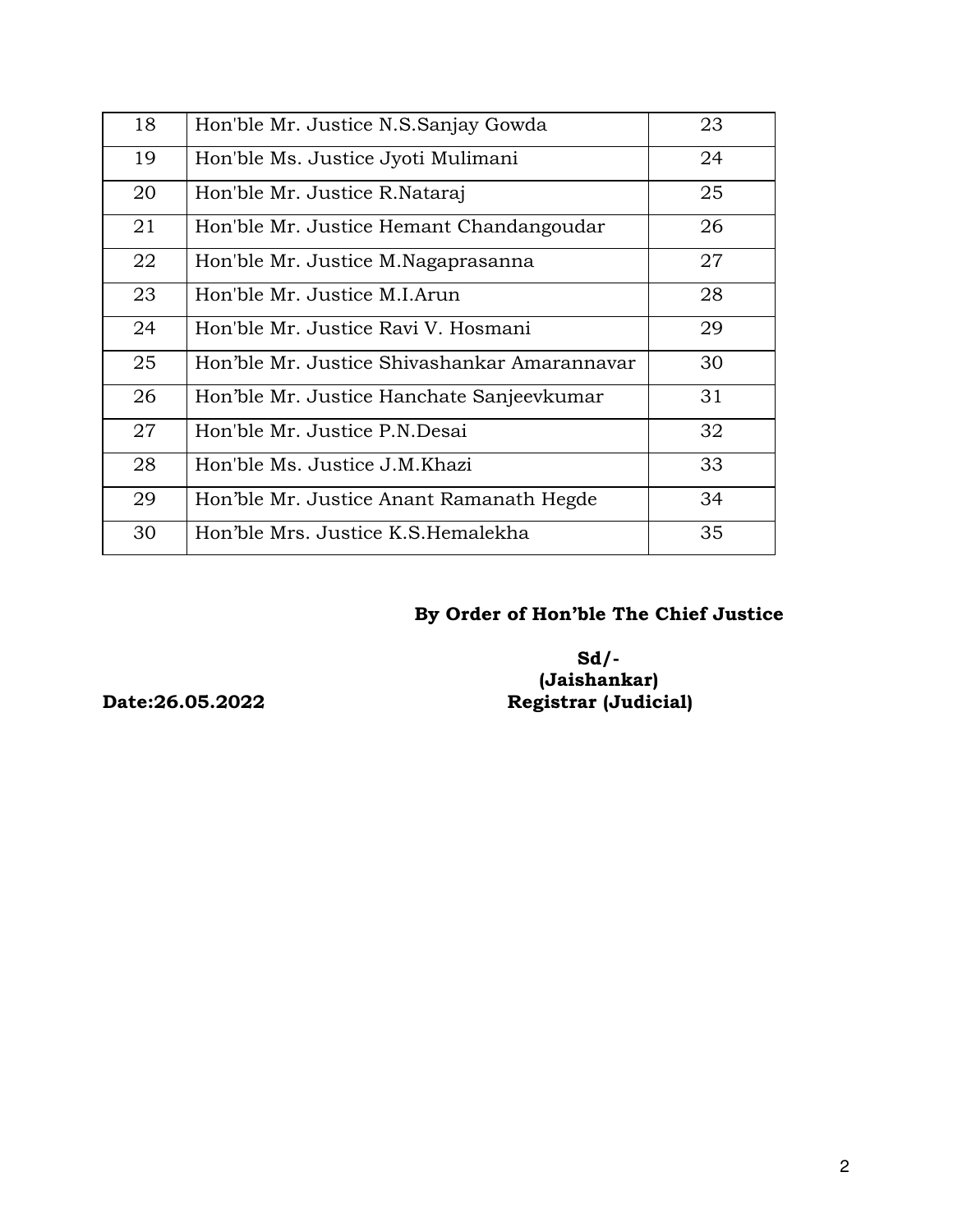| | | |
|---|---|---|
| 18 | Hon'ble Mr. Justice N.S.Sanjay Gowda | 23 |
| 19 | Hon'ble Ms. Justice Jyoti Mulimani | 24 |
| 20 | Hon'ble Mr. Justice R.Nataraj | 25 |
| 21 | Hon'ble Mr. Justice Hemant Chandangoudar | 26 |
| 22 | Hon'ble Mr. Justice M.Nagaprasanna | 27 |
| 23 | Hon'ble Mr. Justice M.I.Arun | 28 |
| 24 | Hon'ble Mr. Justice Ravi V. Hosmani | 29 |
| 25 | Hon'ble Mr. Justice Shivashankar Amarannavar | 30 |
| 26 | Hon'ble Mr. Justice Hanchate Sanjeevkumar | 31 |
| 27 | Hon'ble Mr. Justice P.N.Desai | 32 |
| 28 | Hon'ble Ms. Justice J.M.Khazi | 33 |
| 29 | Hon'ble Mr. Justice Anant Ramanath Hegde | 34 |
| 30 | Hon'ble Mrs. Justice K.S.Hemalekha | 35 |

**By Order of Hon'ble The Chief Justice**

**Sd/-**
**(Jaishankar)**
**Registrar (Judicial)**

**Date:26.05.2022**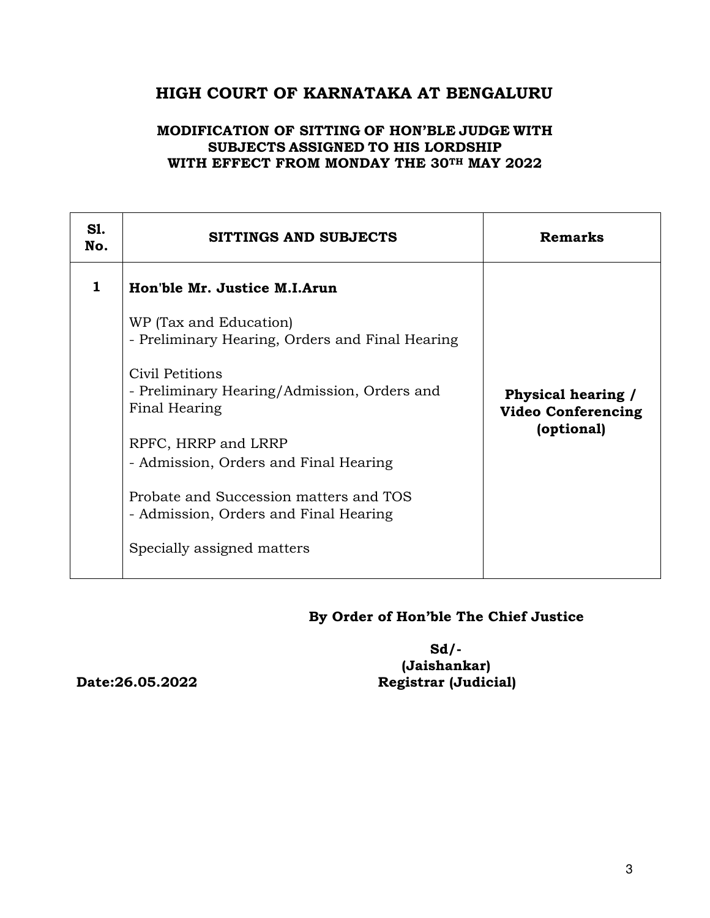# HIGH COURT OF KARNATAKA AT BENGALURU

### MODIFICATION OF SITTING OF HON'BLE JUDGE WITH SUBJECTS ASSIGNED TO HIS LORDSHIP WITH EFFECT FROM MONDAY THE 30TH MAY 2022

| Sl. No. | SITTINGS AND SUBJECTS | Remarks |
|---|---|---|
| 1 | **Hon'ble Mr. Justice M.I.Arun**<br><br>WP (Tax and Education)<br>- Preliminary Hearing, Orders and Final Hearing<br><br>Civil Petitions<br>- Preliminary Hearing/Admission, Orders and Final Hearing<br><br>RPFC, HRRP and LRRP<br>- Admission, Orders and Final Hearing<br><br>Probate and Succession matters and TOS<br>- Admission, Orders and Final Hearing<br><br>Specially assigned matters | **Physical hearing / Video Conferencing (optional)** |

**By Order of Hon'ble The Chief Justice**

**Sd/-**
**(Jaishankar)**
**Registrar (Judicial)**

**Date:26.05.2022**